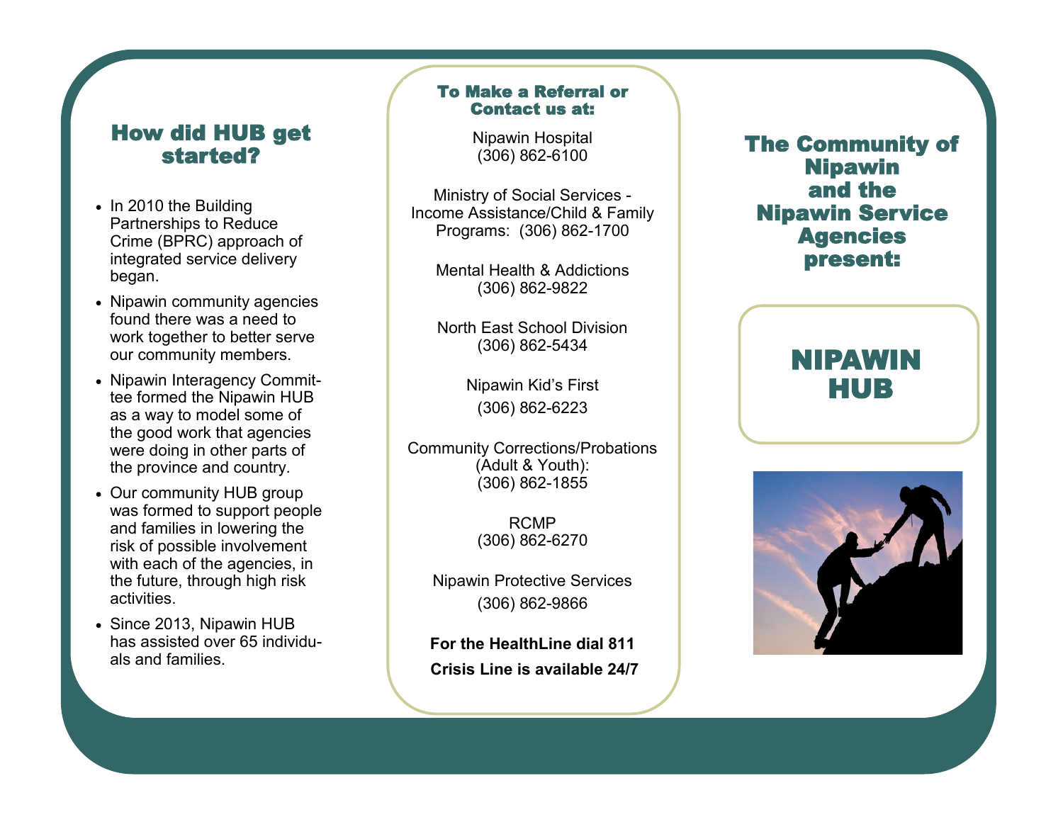## How did HUB get started?

- In 2010 the Building Partnerships to Reduce Crime (BPRC) approach of integrated service delivery began.
- Nipawin community agencies found there was a need to work together to better serve our community members.
- Nipawin Interagency Committee formed the Nipawin HUB as a way to model some of the good work that agencies were doing in other parts of the province and country.
- Our community HUB group was formed to support people and families in lowering the risk of possible involvement with each of the agencies, in the future, through high risk activities.
- Since 2013, Nipawin HUB has assisted over 65 individuals and families.

## To Make a Referral or Contact us at:

Nipawin Hospital
(306) 862-6100

Ministry of Social Services - Income Assistance/Child & Family Programs: (306) 862-1700

Mental Health & Addictions
(306) 862-9822

North East School Division
(306) 862-5434

Nipawin Kid's First
(306) 862-6223

Community Corrections/Probations (Adult & Youth):
(306) 862-1855

RCMP
(306) 862-6270

Nipawin Protective Services
(306) 862-9866

**For the HealthLine dial 811**

**Crisis Line is available 24/7**

## The Community of Nipawin and the Nipawin Service Agencies present:

# NIPAWIN HUB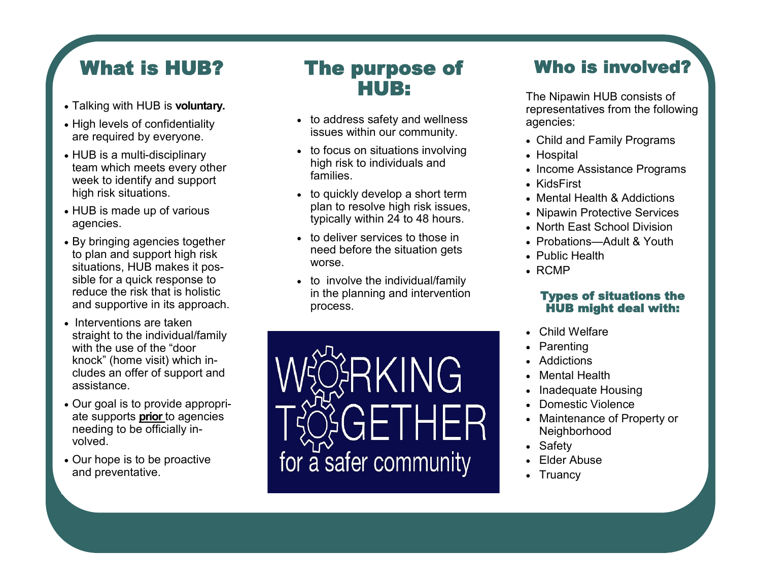## What is HUB?

- Talking with HUB is **voluntary.**
- High levels of confidentiality are required by everyone.
- HUB is a multi-disciplinary team which meets every other week to identify and support high risk situations.
- HUB is made up of various agencies.
- By bringing agencies together to plan and support high risk situations, HUB makes it possible for a quick response to reduce the risk that is holistic and supportive in its approach.
- Interventions are taken straight to the individual/family with the use of the "door knock" (home visit) which includes an offer of support and assistance.
- Our goal is to provide appropriate supports **prior** to agencies needing to be officially involved.
- Our hope is to be proactive and preventative.

## The purpose of HUB:

- to address safety and wellness issues within our community.
- to focus on situations involving high risk to individuals and families.
- to quickly develop a short term plan to resolve high risk issues, typically within 24 to 48 hours.
- to deliver services to those in need before the situation gets worse.
- to involve the individual/family in the planning and intervention process.

WORKING TOGETHER
for a safer community

## Who is involved?

The Nipawin HUB consists of representatives from the following agencies:

- Child and Family Programs
- Hospital
- Income Assistance Programs
- KidsFirst
- Mental Health & Addictions
- Nipawin Protective Services
- North East School Division
- Probations—Adult & Youth
- Public Health
- RCMP

### Types of situations the HUB might deal with:

- Child Welfare
- Parenting
- Addictions
- Mental Health
- Inadequate Housing
- Domestic Violence
- Maintenance of Property or Neighborhood
- Safety
- Elder Abuse
- Truancy